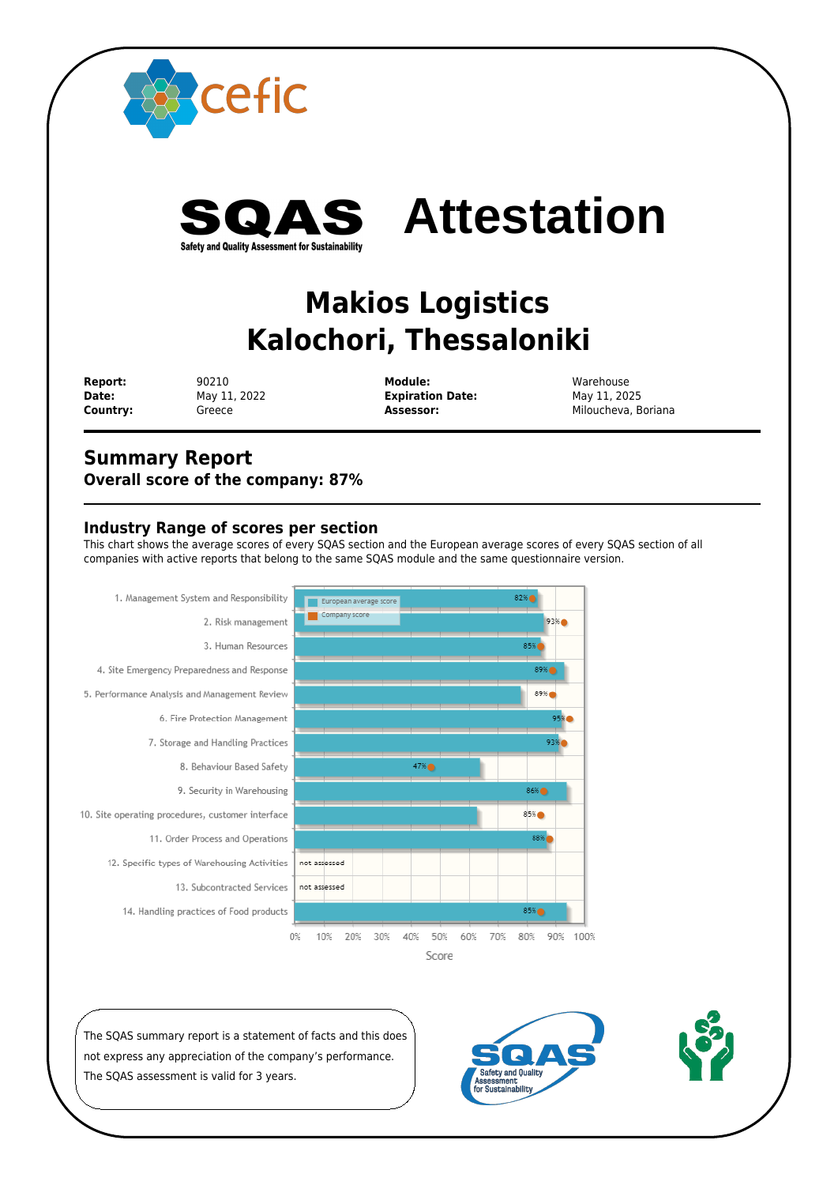# SQAS Attestation

Safety and Quality Assessment for Sustainability

## Makios Logistics
## Kalochori, Thessaloniki

| | | | |
|---|---|---|---|
| **Report:** | 90210 | **Module:** | Warehouse |
| **Date:** | May 11, 2022 | **Expiration Date:** | May 11, 2025 |
| **Country:** | Greece | **Assessor:** | Miloucheva, Boriana |

## Summary Report

**Overall score of the company: 87%**

### Industry Range of scores per section

This chart shows the average scores of every SQAS section and the European average scores of every SQAS section of all companies with active reports that belong to the same SQAS module and the same questionnaire version.

| Section | Company score |
|---|---|
| 1. Management System and Responsibility | 82% |
| 2. Risk management | 93% |
| 3. Human Resources | 85% |
| 4. Site Emergency Preparedness and Response | 89% |
| 5. Performance Analysis and Management Review | 89% |
| 6. Fire Protection Management | 95% |
| 7. Storage and Handling Practices | 93% |
| 8. Behaviour Based Safety | 47% |
| 9. Security in Warehousing | 86% |
| 10. Site operating procedures, customer interface | 85% |
| 11. Order Process and Operations | 88% |
| 12. Specific types of Warehousing Activities | not assessed |
| 13. Subcontracted Services | not assessed |
| 14. Handling practices of Food products | 85% |

Legend: European average score; Company score

Score (0% – 100%)

The SQAS summary report is a statement of facts and this does not express any appreciation of the company's performance. The SQAS assessment is valid for 3 years.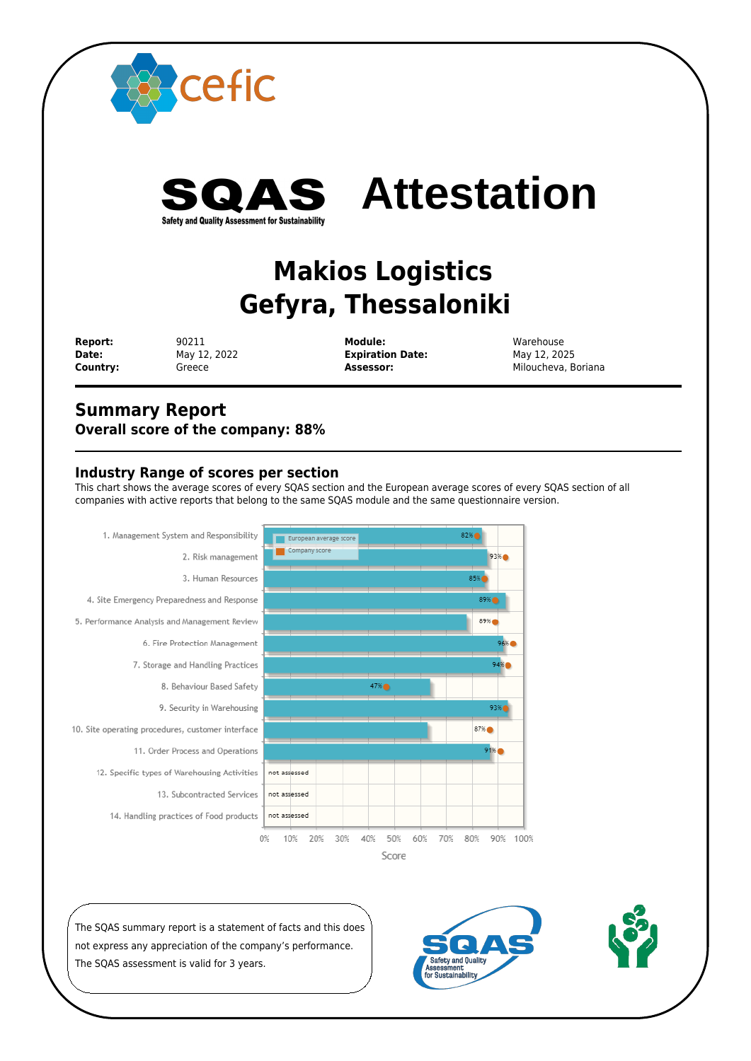# SQAS Attestation

Safety and Quality Assessment for Sustainability

## Makios Logistics
## Gefyra, Thessaloniki

| | | | |
|---|---|---|---|
| **Report:** | 90211 | **Module:** | Warehouse |
| **Date:** | May 12, 2022 | **Expiration Date:** | May 12, 2025 |
| **Country:** | Greece | **Assessor:** | Miloucheva, Boriana |

## Summary Report

**Overall score of the company: 88%**

### Industry Range of scores per section

This chart shows the average scores of every SQAS section and the European average scores of every SQAS section of all companies with active reports that belong to the same SQAS module and the same questionnaire version.

European average score
Company score

1. Management System and Responsibility — 82%
2. Risk management — 93%
3. Human Resources — 85%
4. Site Emergency Preparedness and Response — 89%
5. Performance Analysis and Management Review — 89%
6. Fire Protection Management — 96%
7. Storage and Handling Practices — 94%
8. Behaviour Based Safety — 47%
9. Security in Warehousing — 93%
10. Site operating procedures, customer interface — 87%
11. Order Process and Operations — 91%
12. Specific types of Warehousing Activities — not assessed
13. Subcontracted Services — not assessed
14. Handling practices of Food products — not assessed

0% 10% 20% 30% 40% 50% 60% 70% 80% 90% 100%

Score

The SQAS summary report is a statement of facts and this does not express any appreciation of the company's performance. The SQAS assessment is valid for 3 years.

SQAS Safety and Quality Assessment for Sustainability